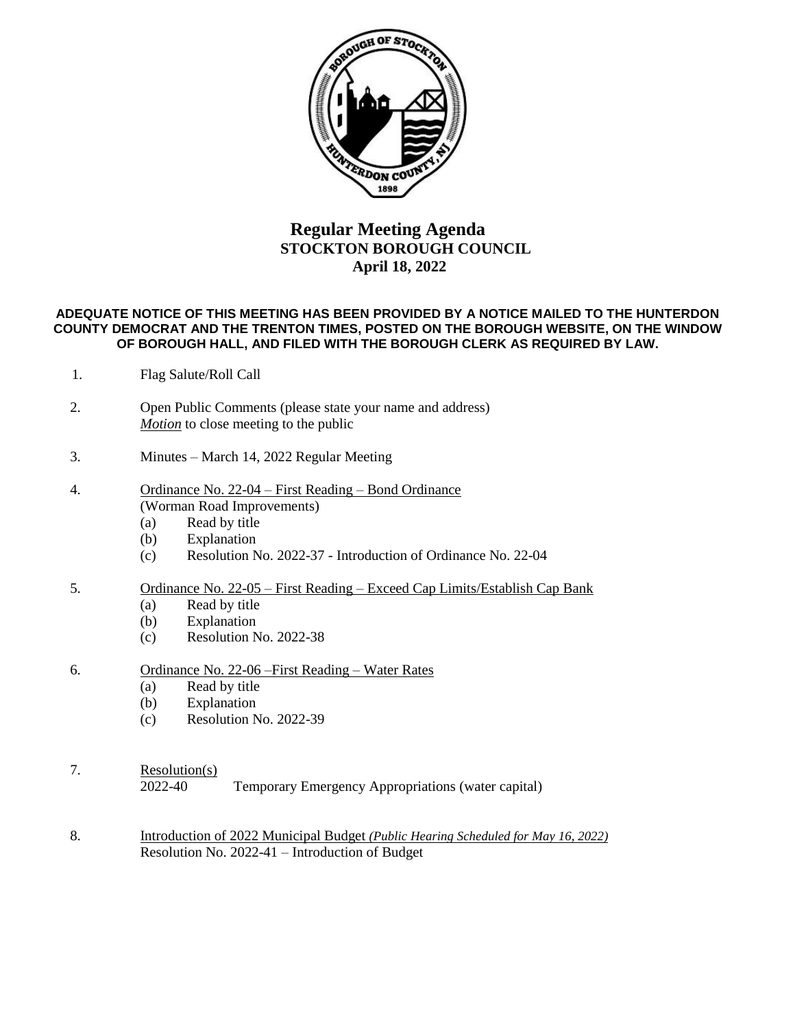# Regular Meeting Agenda
## STOCKTON BOROUGH COUNCIL
## April 18, 2022

**ADEQUATE NOTICE OF THIS MEETING HAS BEEN PROVIDED BY A NOTICE MAILED TO THE HUNTERDON COUNTY DEMOCRAT AND THE TRENTON TIMES, POSTED ON THE BOROUGH WEBSITE, ON THE WINDOW OF BOROUGH HALL, AND FILED WITH THE BOROUGH CLERK AS REQUIRED BY LAW.**

1. Flag Salute/Roll Call

2. Open Public Comments (please state your name and address)
   *Motion* to close meeting to the public

3. Minutes – March 14, 2022 Regular Meeting

4. Ordinance No. 22-04 – First Reading – Bond Ordinance
   (Worman Road Improvements)
   (a) Read by title
   (b) Explanation
   (c) Resolution No. 2022-37 - Introduction of Ordinance No. 22-04

5. Ordinance No. 22-05 – First Reading – Exceed Cap Limits/Establish Cap Bank
   (a) Read by title
   (b) Explanation
   (c) Resolution No. 2022-38

6. Ordinance No. 22-06 –First Reading – Water Rates
   (a) Read by title
   (b) Explanation
   (c) Resolution No. 2022-39

7. Resolution(s)
   2022-40 Temporary Emergency Appropriations (water capital)

8. Introduction of 2022 Municipal Budget *(Public Hearing Scheduled for May 16, 2022)*
   Resolution No. 2022-41 – Introduction of Budget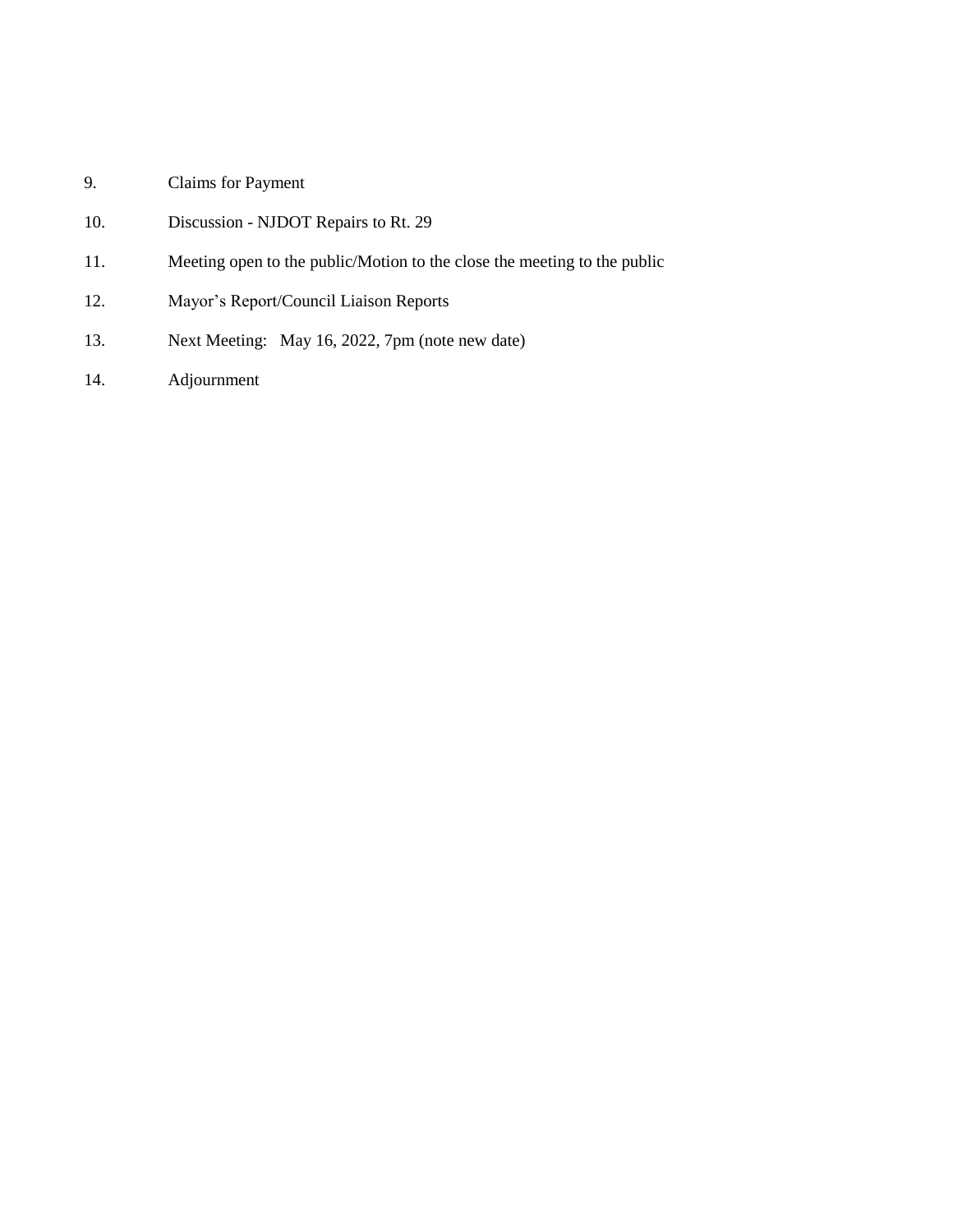9. Claims for Payment

10. Discussion - NJDOT Repairs to Rt. 29

11. Meeting open to the public/Motion to the close the meeting to the public

12. Mayor's Report/Council Liaison Reports

13. Next Meeting: May 16, 2022, 7pm (note new date)

14. Adjournment